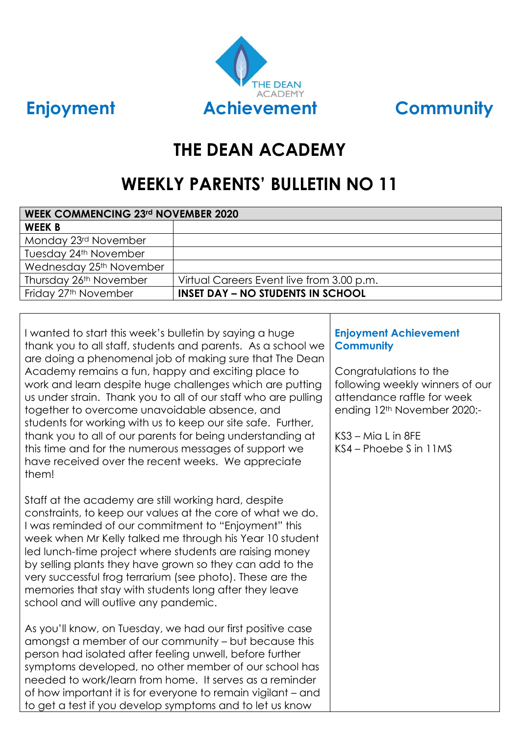**Enjoyment** **Achievement** **Community**

# THE DEAN ACADEMY

## WEEKLY PARENTS' BULLETIN NO 11

| WEEK COMMENCING 23rd NOVEMBER 2020 | |
|---|---|
| **WEEK B** | |
| Monday 23rd November | |
| Tuesday 24th November | |
| Wednesday 25th November | |
| Thursday 26th November | Virtual Careers Event live from 3.00 p.m. |
| Friday 27th November | **INSET DAY – NO STUDENTS IN SCHOOL** |

I wanted to start this week's bulletin by saying a huge thank you to all staff, students and parents. As a school we are doing a phenomenal job of making sure that The Dean Academy remains a fun, happy and exciting place to work and learn despite huge challenges which are putting us under strain. Thank you to all of our staff who are pulling together to overcome unavoidable absence, and students for working with us to keep our site safe. Further, thank you to all of our parents for being understanding at this time and for the numerous messages of support we have received over the recent weeks. We appreciate them!

Staff at the academy are still working hard, despite constraints, to keep our values at the core of what we do. I was reminded of our commitment to "Enjoyment" this week when Mr Kelly talked me through his Year 10 student led lunch-time project where students are raising money by selling plants they have grown so they can add to the very successful frog terrarium (see photo). These are the memories that stay with students long after they leave school and will outlive any pandemic.

As you'll know, on Tuesday, we had our first positive case amongst a member of our community – but because this person had isolated after feeling unwell, before further symptoms developed, no other member of our school has needed to work/learn from home. It serves as a reminder of how important it is for everyone to remain vigilant – and to get a test if you develop symptoms and to let us know

**Enjoyment Achievement Community**

Congratulations to the following weekly winners of our attendance raffle for week ending 12th November 2020:-

KS3 – Mia L in 8FE
KS4 – Phoebe S in 11MS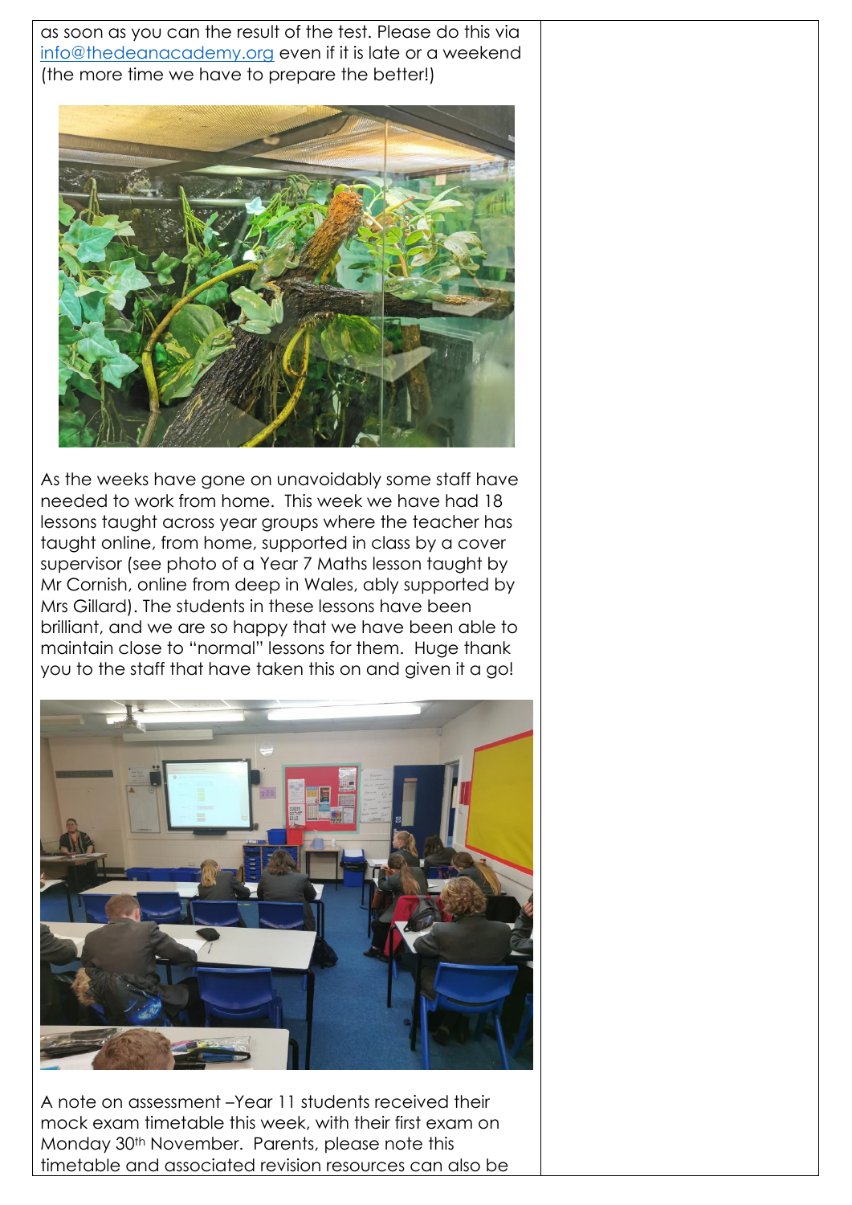as soon as you can the result of the test. Please do this via info@thedeanacademy.org even if it is late or a weekend (the more time we have to prepare the better!)

As the weeks have gone on unavoidably some staff have needed to work from home. This week we have had 18 lessons taught across year groups where the teacher has taught online, from home, supported in class by a cover supervisor (see photo of a Year 7 Maths lesson taught by Mr Cornish, online from deep in Wales, ably supported by Mrs Gillard). The students in these lessons have been brilliant, and we are so happy that we have been able to maintain close to "normal" lessons for them. Huge thank you to the staff that have taken this on and given it a go!

A note on assessment –Year 11 students received their mock exam timetable this week, with their first exam on Monday 30th November. Parents, please note this timetable and associated revision resources can also be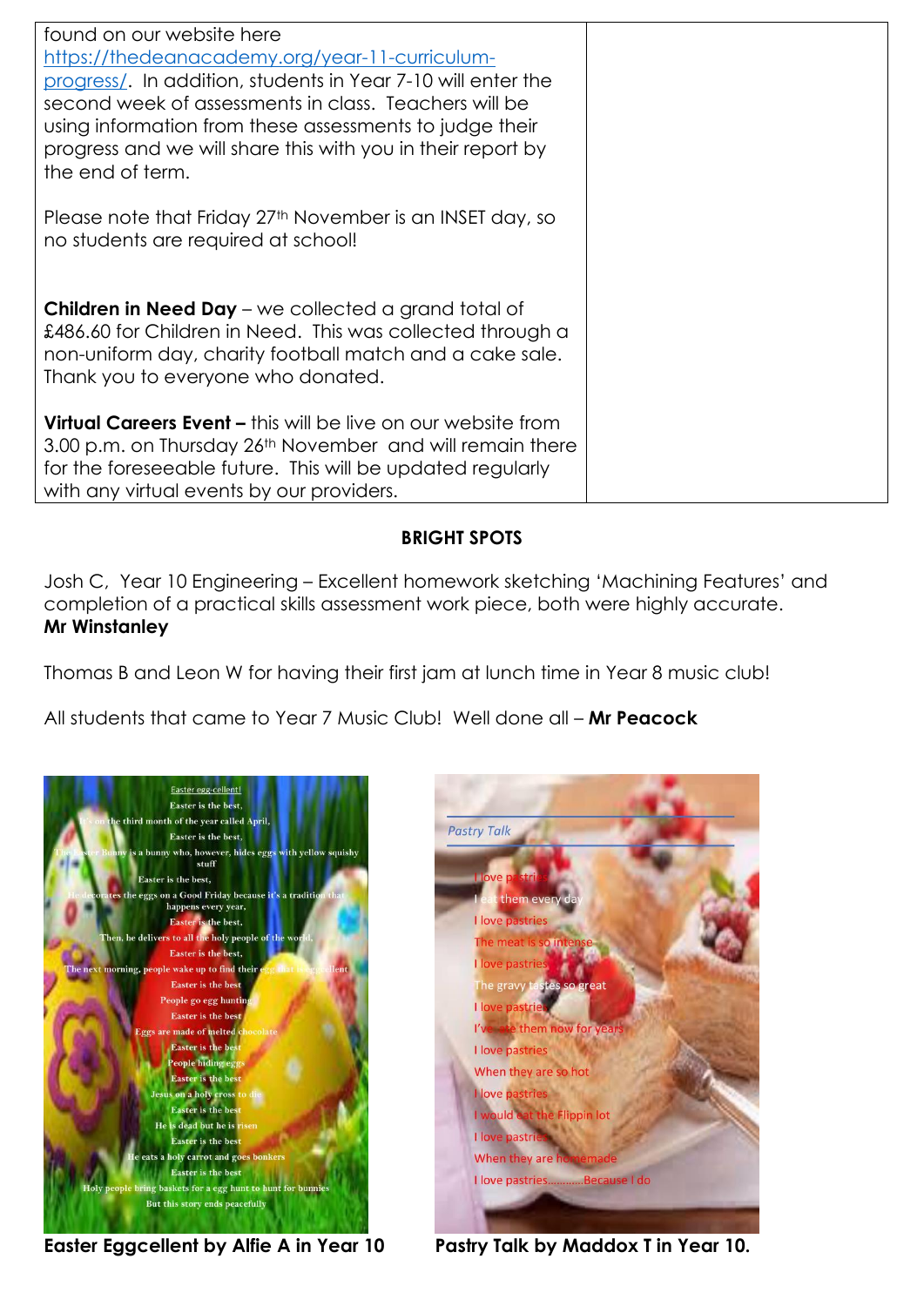found on our website here https://thedeanacademy.org/year-11-curriculum-progress/. In addition, students in Year 7-10 will enter the second week of assessments in class. Teachers will be using information from these assessments to judge their progress and we will share this with you in their report by the end of term.

Please note that Friday 27th November is an INSET day, so no students are required at school!

**Children in Need Day** – we collected a grand total of £486.60 for Children in Need. This was collected through a non-uniform day, charity football match and a cake sale. Thank you to everyone who donated.

**Virtual Careers Event –** this will be live on our website from 3.00 p.m. on Thursday 26th November and will remain there for the foreseeable future. This will be updated regularly with any virtual events by our providers.

## BRIGHT SPOTS

Josh C, Year 10 Engineering – Excellent homework sketching 'Machining Features' and completion of a practical skills assessment work piece, both were highly accurate.
**Mr Winstanley**

Thomas B and Leon W for having their first jam at lunch time in Year 8 music club!

All students that came to Year 7 Music Club! Well done all – **Mr Peacock**

Easter egg-cellent!
Easter is the best,
It's on the third month of the year called April,
Easter is the best,
The Easter Bunny is a bunny who, however, hides eggs with yellow squishy stuff
Easter is the best,
He decorates the eggs on a Good Friday because it's a tradition that happens every year,
Easter is the best,
Then, he delivers to all the holy people of the world,
Easter is the best,
The next morning, people wake up to find their eggs that is eggcellent
Easter is the best
People go egg hunting
Easter is the best
Eggs are made of melted chocolate
Easter is the best
People hiding eggs
Easter is the best
Jesus on a holy cross to die
Easter is the best
He is dead but he is risen
Easter is the best
He eats a holy carrot and goes bonkers
Easter is the best
Holy people bring baskets for a egg hunt to hunt for bunnies
But this story ends peacefully

**Easter Eggcellent by Alfie A in Year 10**

Pastry Talk

I love pastries
I eat them every day
I love pastries
The meat is so intense
I love pastries
The gravy tastes so great
I love pastries
I've ate them now for years
I love pastries
When they are so hot
I love pastries
I would eat the Flippin lot
I love pastries
When they are homemade
I love pastries………..Because I do

**Pastry Talk by Maddox T in Year 10.**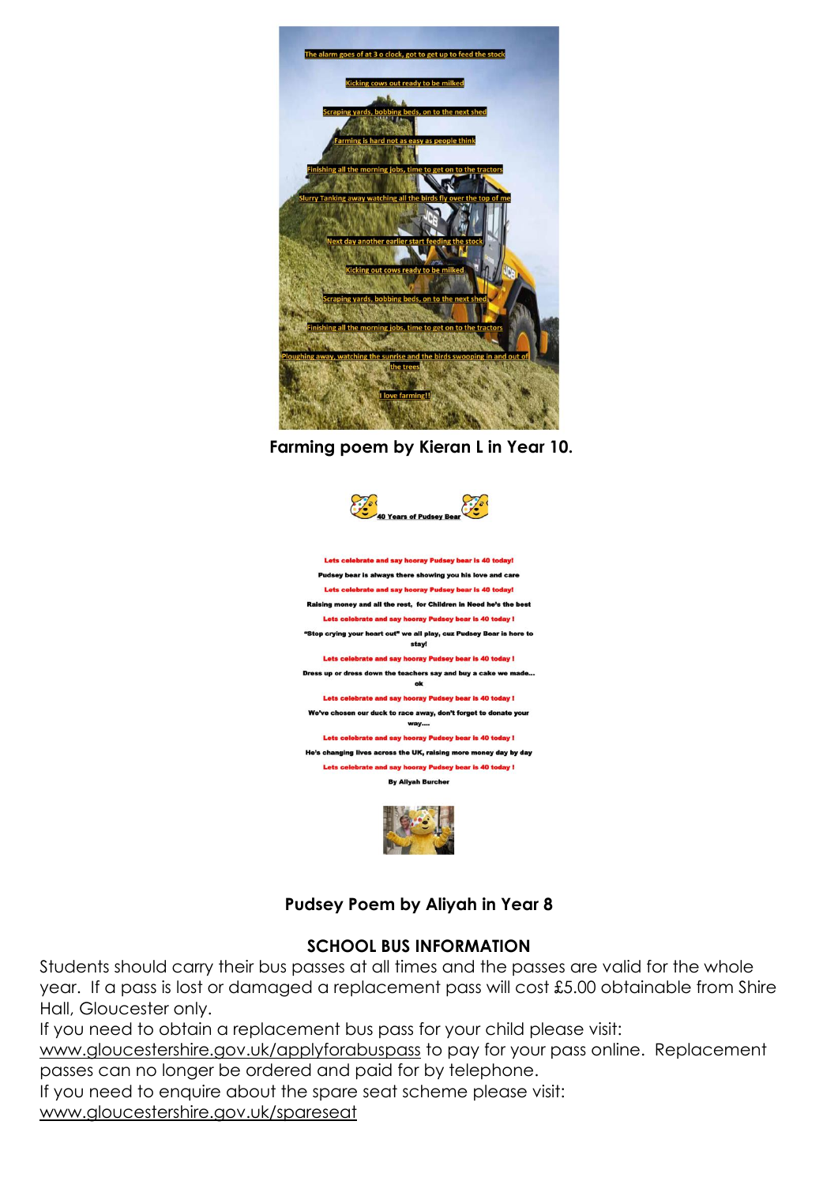The alarm goes of at 3 o clock, got to get up to feed the stock

Kicking cows out ready to be milked

Scraping yards, bobbing beds, on to the next shed

Farming is hard not as easy as people think

Finishing all the morning jobs, time to get on to the tractors

Slurry Tanking away watching all the birds fly over the top of me

Next day another earlier start feeding the stock

Kicking out cows ready to be milked

Scraping yards, bobbing beds, on to the next shed

Finishing all the morning jobs, time to get on to the tractors

Ploughing away, watching the sunrise and the birds swooping in and out of the trees

I love farming!!

**Farming poem by Kieran L in Year 10.**

**40 Years of Pudsey Bear**

**Lets celebrate and say hooray Pudsey bear is 40 today!**

**Pudsey bear is always there showing you his love and care**

**Lets celebrate and say hooray Pudsey bear is 40 today!**

**Raising money and all the rest, for Children in Need he's the best**

**Lets celebrate and say hooray Pudsey bear is 40 today !**

**"Stop crying your heart out" we all play, cuz Pudsey Bear is here to stay!**

**Lets celebrate and say hooray Pudsey bear is 40 today !**

**Dress up or dress down the teachers say and buy a cake we made... ok**

**Lets celebrate and say hooray Pudsey bear is 40 today !**

**We've chosen our duck to race away, don't forget to donate your way....**

**Lets celebrate and say hooray Pudsey bear is 40 today !**

**He's changing lives across the UK, raising more money day by day**

**Lets celebrate and say hooray Pudsey bear is 40 today !**

**By Aliyah Burcher**

**Pudsey Poem by Aliyah in Year 8**

## SCHOOL BUS INFORMATION

Students should carry their bus passes at all times and the passes are valid for the whole year. If a pass is lost or damaged a replacement pass will cost £5.00 obtainable from Shire Hall, Gloucester only.

If you need to obtain a replacement bus pass for your child please visit: www.gloucestershire.gov.uk/applyforabuspass to pay for your pass online. Replacement passes can no longer be ordered and paid for by telephone.

If you need to enquire about the spare seat scheme please visit: www.gloucestershire.gov.uk/spareseat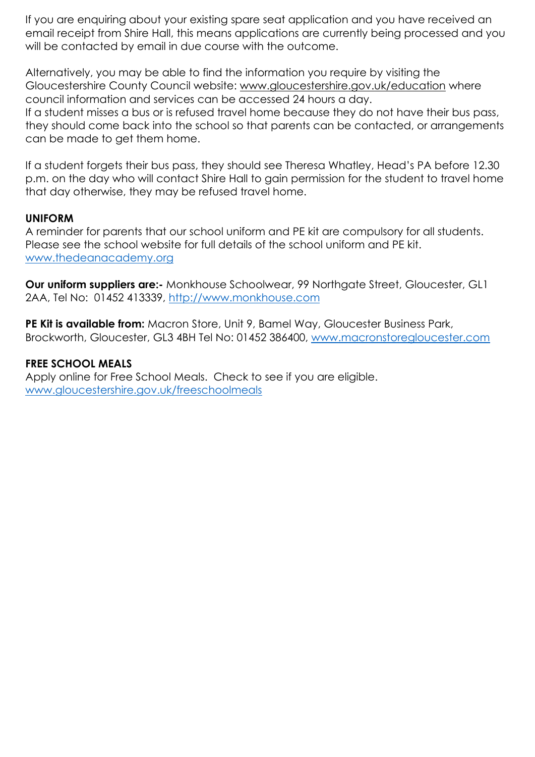If you are enquiring about your existing spare seat application and you have received an email receipt from Shire Hall, this means applications are currently being processed and you will be contacted by email in due course with the outcome.

Alternatively, you may be able to find the information you require by visiting the Gloucestershire County Council website: www.gloucestershire.gov.uk/education where council information and services can be accessed 24 hours a day.
If a student misses a bus or is refused travel home because they do not have their bus pass, they should come back into the school so that parents can be contacted, or arrangements can be made to get them home.

If a student forgets their bus pass, they should see Theresa Whatley, Head's PA before 12.30 p.m. on the day who will contact Shire Hall to gain permission for the student to travel home that day otherwise, they may be refused travel home.

**UNIFORM**

A reminder for parents that our school uniform and PE kit are compulsory for all students. Please see the school website for full details of the school uniform and PE kit. www.thedeanacademy.org

**Our uniform suppliers are:-** Monkhouse Schoolwear, 99 Northgate Street, Gloucester, GL1 2AA, Tel No: 01452 413339, http://www.monkhouse.com

**PE Kit is available from:** Macron Store, Unit 9, Bamel Way, Gloucester Business Park, Brockworth, Gloucester, GL3 4BH Tel No: 01452 386400, www.macronstoregloucester.com

**FREE SCHOOL MEALS**

Apply online for Free School Meals. Check to see if you are eligible.
www.gloucestershire.gov.uk/freeschoolmeals